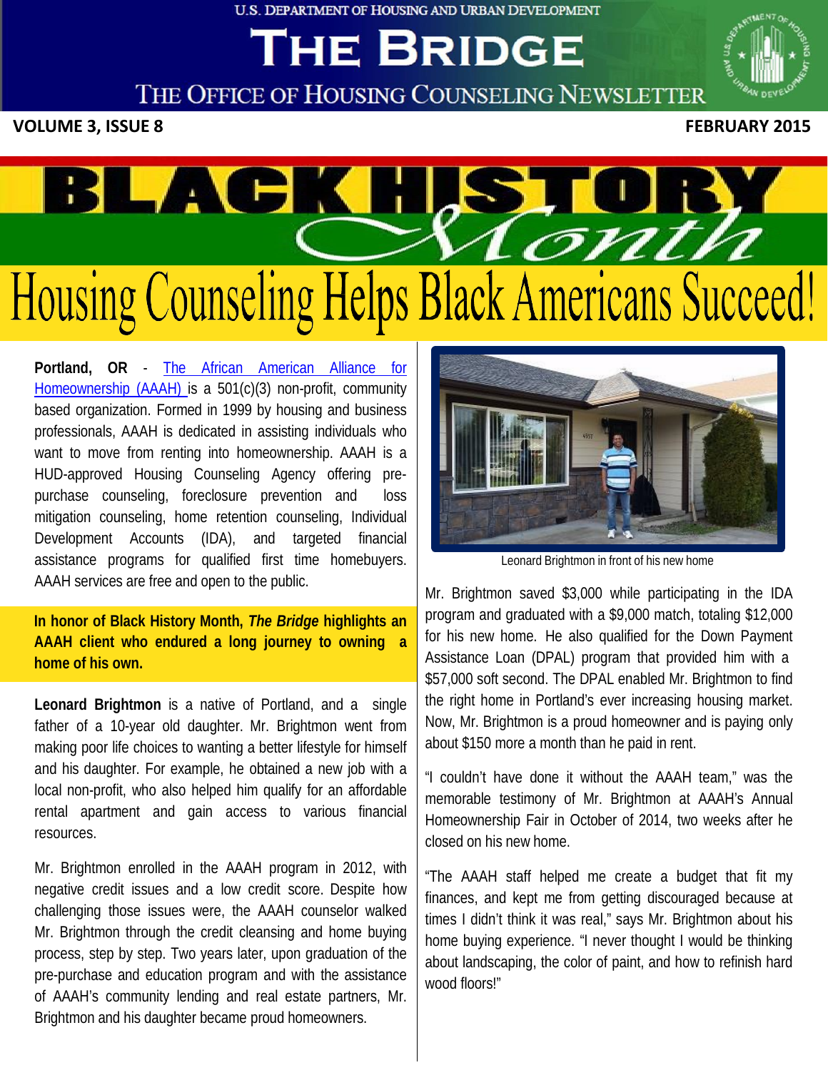U.S. DEPARTMENT OF HOUSING AND URBAN DEVELOPMENT

# THE BRIDGE

## THE OFFICE OF HOUSING COUNSELING NEWSLETTER

**VOLUME 3, ISSUE 8** **FEBRUARY 2015**

# BLACK HISTORY Month

# Housing Counseling Helps Black Americans Succeed!

**Portland, OR** - The African American Alliance for Homeownership (AAAH) is a 501(c)(3) non-profit, community based organization. Formed in 1999 by housing and business professionals, AAAH is dedicated in assisting individuals who want to move from renting into homeownership. AAAH is a HUD-approved Housing Counseling Agency offering pre-purchase counseling, foreclosure prevention and loss mitigation counseling, home retention counseling, Individual Development Accounts (IDA), and targeted financial assistance programs for qualified first time homebuyers. AAAH services are free and open to the public.

**In honor of Black History Month, *The Bridge* highlights an AAAH client who endured a long journey to owning a home of his own.**

**Leonard Brightmon** is a native of Portland, and a single father of a 10-year old daughter. Mr. Brightmon went from making poor life choices to wanting a better lifestyle for himself and his daughter. For example, he obtained a new job with a local non-profit, who also helped him qualify for an affordable rental apartment and gain access to various financial resources.

Mr. Brightmon enrolled in the AAAH program in 2012, with negative credit issues and a low credit score. Despite how challenging those issues were, the AAAH counselor walked Mr. Brightmon through the credit cleansing and home buying process, step by step. Two years later, upon graduation of the pre-purchase and education program and with the assistance of AAAH's community lending and real estate partners, Mr. Brightmon and his daughter became proud homeowners.

Leonard Brightmon in front of his new home

Mr. Brightmon saved $3,000 while participating in the IDA program and graduated with a $9,000 match, totaling $12,000 for his new home. He also qualified for the Down Payment Assistance Loan (DPAL) program that provided him with a $57,000 soft second. The DPAL enabled Mr. Brightmon to find the right home in Portland's ever increasing housing market. Now, Mr. Brightmon is a proud homeowner and is paying only about $150 more a month than he paid in rent.

"I couldn't have done it without the AAAH team," was the memorable testimony of Mr. Brightmon at AAAH's Annual Homeownership Fair in October of 2014, two weeks after he closed on his new home.

"The AAAH staff helped me create a budget that fit my finances, and kept me from getting discouraged because at times I didn't think it was real," says Mr. Brightmon about his home buying experience. "I never thought I would be thinking about landscaping, the color of paint, and how to refinish hard wood floors!"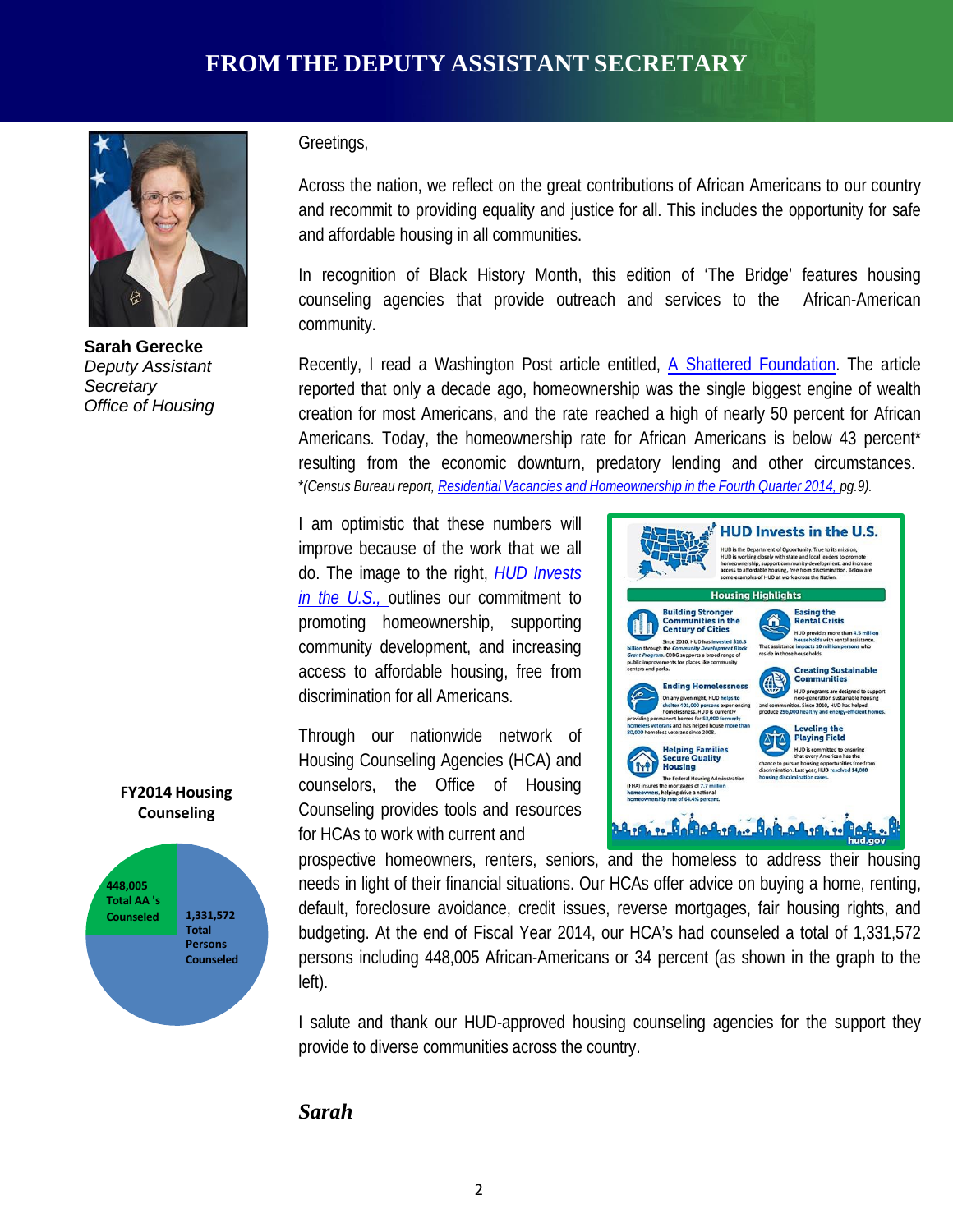# FROM THE DEPUTY ASSISTANT SECRETARY

**Sarah Gerecke**
*Deputy Assistant Secretary*
*Office of Housing*

Greetings,

Across the nation, we reflect on the great contributions of African Americans to our country and recommit to providing equality and justice for all. This includes the opportunity for safe and affordable housing in all communities.

In recognition of Black History Month, this edition of 'The Bridge' features housing counseling agencies that provide outreach and services to the African-American community.

Recently, I read a Washington Post article entitled, [A Shattered Foundation](). The article reported that only a decade ago, homeownership was the single biggest engine of wealth creation for most Americans, and the rate reached a high of nearly 50 percent for African Americans. Today, the homeownership rate for African Americans is below 43 percent* resulting from the economic downturn, predatory lending and other circumstances.

*(Census Bureau report, [Residential Vacancies and Homeownership in the Fourth Quarter 2014,]() pg.9).*

I am optimistic that these numbers will improve because of the work that we all do. The image to the right, [*HUD Invests in the U.S.,*]() outlines our commitment to promoting homeownership, supporting community development, and increasing access to affordable housing, free from discrimination for all Americans.

Through our nationwide network of Housing Counseling Agencies (HCA) and counselors, the Office of Housing Counseling provides tools and resources for HCAs to work with current and prospective homeowners, renters, seniors, and the homeless to address their housing needs in light of their financial situations. Our HCAs offer advice on buying a home, renting, default, foreclosure avoidance, credit issues, reverse mortgages, fair housing rights, and budgeting. At the end of Fiscal Year 2014, our HCA's had counseled a total of 1,331,572 persons including 448,005 African-Americans or 34 percent (as shown in the graph to the left).

**FY2014 Housing Counseling**

- 448,005 Total AA 's Counseled
- 1,331,572 Total Persons Counseled

**HUD Invests in the U.S.**

HUD is the Department of Opportunity. True to its mission, HUD is working closely with state and local leaders to promote homeownership, support community development, and increase access to affordable housing, free from discrimination. Below are some examples of HUD at work across the Nation.

**Housing Highlights**

**Building Stronger Communities in the Century of Cities** — Since 2010, HUD has invested $16.3 billion through the Community Development Block Grant Program. CDBG supports a broad range of public improvements for places like community centers and parks.

**Easing the Rental Crisis** — HUD provides more than 4.5 million households with rental assistance. That assistance impacts 10 million persons who reside in those households.

**Ending Homelessness** — On any given night, HUD helps to shelter 401,000 persons experiencing homelessness. HUD is currently providing permanent homes for 53,000 formerly homeless veterans and has helped house more than 80,000 homeless veterans since 2008.

**Creating Sustainable Communities** — HUD programs are designed to support next-generation sustainable housing and communities. Since 2010, HUD has helped produce 296,000 healthy and energy-efficient homes.

**Helping Families Secure Quality Housing** — The Federal Housing Administration (FHA) insures the mortgages of 7.7 million homeowners, helping drive a national homeownership rate of 64.4 percent.

**Leveling the Playing Field** — HUD is committed to ensuring that every American has the chance to pursue housing opportunities free from discrimination. Last year, HUD resolved 14,000 housing discrimination cases.

hud.gov

I salute and thank our HUD-approved housing counseling agencies for the support they provide to diverse communities across the country.

***Sarah***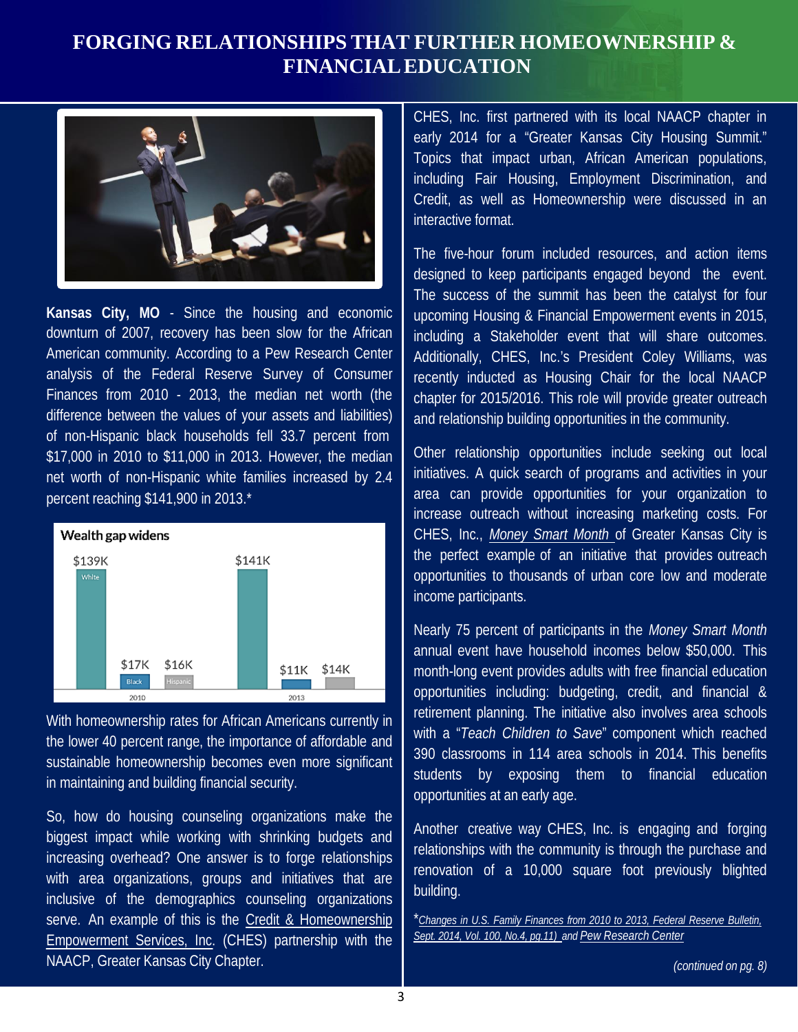# FORGING RELATIONSHIPS THAT FURTHER HOMEOWNERSHIP & FINANCIAL EDUCATION

**Kansas City, MO** - Since the housing and economic downturn of 2007, recovery has been slow for the African American community. According to a Pew Research Center analysis of the Federal Reserve Survey of Consumer Finances from 2010 - 2013, the median net worth (the difference between the values of your assets and liabilities) of non-Hispanic black households fell 33.7 percent from $17,000 in 2010 to $11,000 in 2013. However, the median net worth of non-Hispanic white families increased by 2.4 percent reaching $141,900 in 2013.*

**Wealth gap widens**

| Year | White | Black | Hispanic |
|---|---|---|---|
| 2010 | $139K | $17K | $16K |
| 2013 | $141K | $11K | $14K |

With homeownership rates for African Americans currently in the lower 40 percent range, the importance of affordable and sustainable homeownership becomes even more significant in maintaining and building financial security.

So, how do housing counseling organizations make the biggest impact while working with shrinking budgets and increasing overhead? One answer is to forge relationships with area organizations, groups and initiatives that are inclusive of the demographics counseling organizations serve. An example of this is the Credit & Homeownership Empowerment Services, Inc. (CHES) partnership with the NAACP, Greater Kansas City Chapter.

CHES, Inc. first partnered with its local NAACP chapter in early 2014 for a "Greater Kansas City Housing Summit." Topics that impact urban, African American populations, including Fair Housing, Employment Discrimination, and Credit, as well as Homeownership were discussed in an interactive format.

The five-hour forum included resources, and action items designed to keep participants engaged beyond the event. The success of the summit has been the catalyst for four upcoming Housing & Financial Empowerment events in 2015, including a Stakeholder event that will share outcomes. Additionally, CHES, Inc.'s President Coley Williams, was recently inducted as Housing Chair for the local NAACP chapter for 2015/2016. This role will provide greater outreach and relationship building opportunities in the community.

Other relationship opportunities include seeking out local initiatives. A quick search of programs and activities in your area can provide opportunities for your organization to increase outreach without increasing marketing costs. For CHES, Inc., *Money Smart Month* of Greater Kansas City is the perfect example of an initiative that provides outreach opportunities to thousands of urban core low and moderate income participants.

Nearly 75 percent of participants in the *Money Smart Month* annual event have household incomes below $50,000. This month-long event provides adults with free financial education opportunities including: budgeting, credit, and financial & retirement planning. The initiative also involves area schools with a "*Teach Children to Save*" component which reached 390 classrooms in 114 area schools in 2014. This benefits students by exposing them to financial education opportunities at an early age.

Another creative way CHES, Inc. is engaging and forging relationships with the community is through the purchase and renovation of a 10,000 square foot previously blighted building.

**Changes in U.S. Family Finances from 2010 to 2013, Federal Reserve Bulletin, Sept. 2014, Vol. 100, No.4, pg.11)* and Pew Research Center

*(continued on pg. 8)*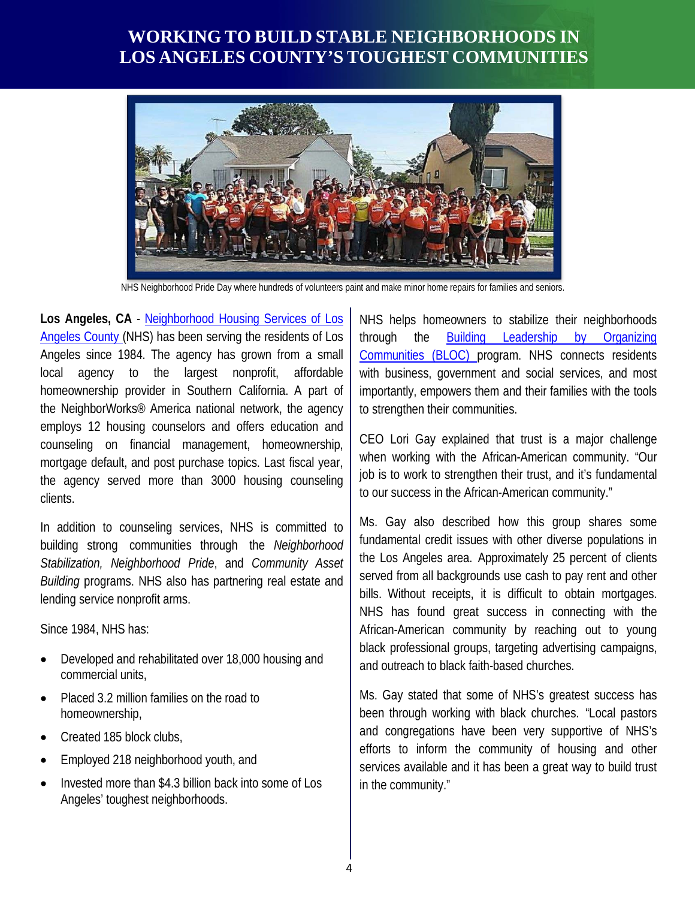# WORKING TO BUILD STABLE NEIGHBORHOODS IN LOS ANGELES COUNTY'S TOUGHEST COMMUNITIES

NHS Neighborhood Pride Day where hundreds of volunteers paint and make minor home repairs for families and seniors.

**Los Angeles, CA** - Neighborhood Housing Services of Los Angeles County (NHS) has been serving the residents of Los Angeles since 1984. The agency has grown from a small local agency to the largest nonprofit, affordable homeownership provider in Southern California. A part of the NeighborWorks® America national network, the agency employs 12 housing counselors and offers education and counseling on financial management, homeownership, mortgage default, and post purchase topics. Last fiscal year, the agency served more than 3000 housing counseling clients.

In addition to counseling services, NHS is committed to building strong communities through the *Neighborhood Stabilization, Neighborhood Pride*, and *Community Asset Building* programs. NHS also has partnering real estate and lending service nonprofit arms.

Since 1984, NHS has:

- Developed and rehabilitated over 18,000 housing and commercial units,
- Placed 3.2 million families on the road to homeownership,
- Created 185 block clubs,
- Employed 218 neighborhood youth, and
- Invested more than $4.3 billion back into some of Los Angeles' toughest neighborhoods.

NHS helps homeowners to stabilize their neighborhoods through the Building Leadership by Organizing Communities (BLOC) program. NHS connects residents with business, government and social services, and most importantly, empowers them and their families with the tools to strengthen their communities.

CEO Lori Gay explained that trust is a major challenge when working with the African-American community. "Our job is to work to strengthen their trust, and it's fundamental to our success in the African-American community."

Ms. Gay also described how this group shares some fundamental credit issues with other diverse populations in the Los Angeles area. Approximately 25 percent of clients served from all backgrounds use cash to pay rent and other bills. Without receipts, it is difficult to obtain mortgages. NHS has found great success in connecting with the African-American community by reaching out to young black professional groups, targeting advertising campaigns, and outreach to black faith-based churches.

Ms. Gay stated that some of NHS's greatest success has been through working with black churches. "Local pastors and congregations have been very supportive of NHS's efforts to inform the community of housing and other services available and it has been a great way to build trust in the community."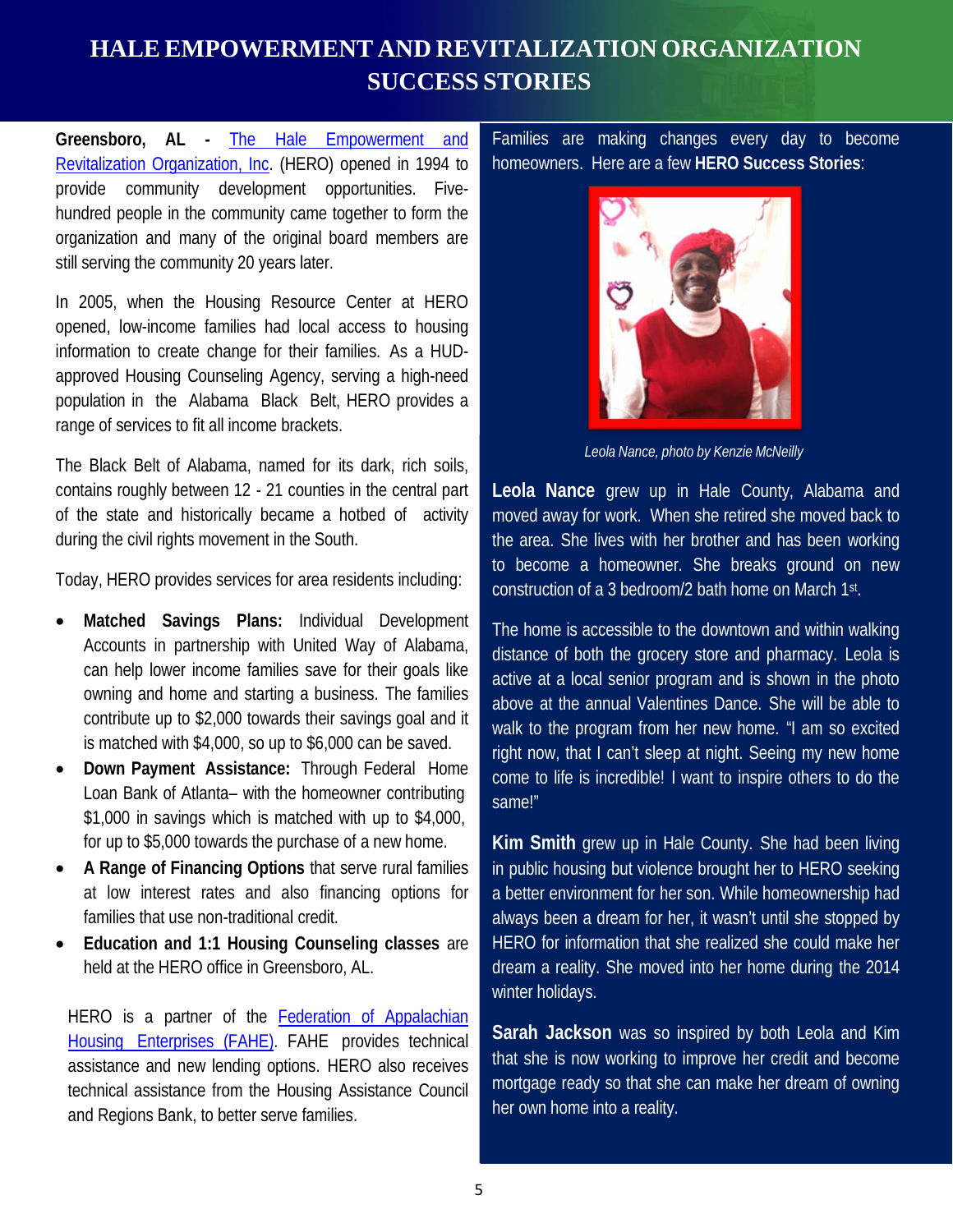# HALE EMPOWERMENT AND REVITALIZATION ORGANIZATION SUCCESS STORIES

**Greensboro, AL -** The Hale Empowerment and Revitalization Organization, Inc. (HERO) opened in 1994 to provide community development opportunities. Five-hundred people in the community came together to form the organization and many of the original board members are still serving the community 20 years later.

In 2005, when the Housing Resource Center at HERO opened, low-income families had local access to housing information to create change for their families. As a HUD-approved Housing Counseling Agency, serving a high-need population in the Alabama Black Belt, HERO provides a range of services to fit all income brackets.

The Black Belt of Alabama, named for its dark, rich soils, contains roughly between 12 - 21 counties in the central part of the state and historically became a hotbed of activity during the civil rights movement in the South.

Today, HERO provides services for area residents including:

- **Matched Savings Plans:** Individual Development Accounts in partnership with United Way of Alabama, can help lower income families save for their goals like owning and home and starting a business. The families contribute up to $2,000 towards their savings goal and it is matched with $4,000, so up to $6,000 can be saved.
- **Down Payment Assistance:** Through Federal Home Loan Bank of Atlanta– with the homeowner contributing $1,000 in savings which is matched with up to $4,000, for up to $5,000 towards the purchase of a new home.
- **A Range of Financing Options** that serve rural families at low interest rates and also financing options for families that use non-traditional credit.
- **Education and 1:1 Housing Counseling classes** are held at the HERO office in Greensboro, AL.

HERO is a partner of the Federation of Appalachian Housing Enterprises (FAHE). FAHE provides technical assistance and new lending options. HERO also receives technical assistance from the Housing Assistance Council and Regions Bank, to better serve families.

Families are making changes every day to become homeowners. Here are a few **HERO Success Stories**:

*Leola Nance, photo by Kenzie McNeilly*

**Leola Nance** grew up in Hale County, Alabama and moved away for work. When she retired she moved back to the area. She lives with her brother and has been working to become a homeowner. She breaks ground on new construction of a 3 bedroom/2 bath home on March 1st.

The home is accessible to the downtown and within walking distance of both the grocery store and pharmacy. Leola is active at a local senior program and is shown in the photo above at the annual Valentines Dance. She will be able to walk to the program from her new home. "I am so excited right now, that I can't sleep at night. Seeing my new home come to life is incredible! I want to inspire others to do the same!"

**Kim Smith** grew up in Hale County. She had been living in public housing but violence brought her to HERO seeking a better environment for her son. While homeownership had always been a dream for her, it wasn't until she stopped by HERO for information that she realized she could make her dream a reality. She moved into her home during the 2014 winter holidays.

**Sarah Jackson** was so inspired by both Leola and Kim that she is now working to improve her credit and become mortgage ready so that she can make her dream of owning her own home into a reality.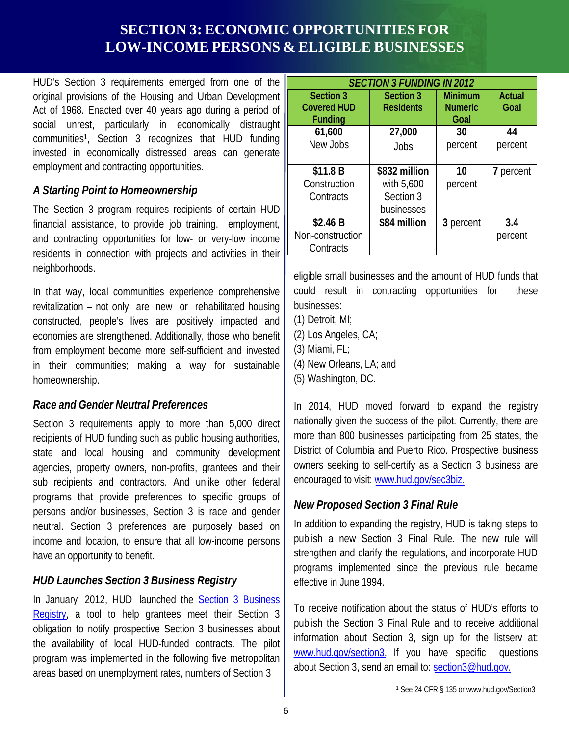# SECTION 3: ECONOMIC OPPORTUNITIES FOR LOW-INCOME PERSONS & ELIGIBLE BUSINESSES

HUD's Section 3 requirements emerged from one of the original provisions of the Housing and Urban Development Act of 1968. Enacted over 40 years ago during a period of social unrest, particularly in economically distraught communities[1], Section 3 recognizes that HUD funding invested in economically distressed areas can generate employment and contracting opportunities.

### *A Starting Point to Homeownership*

The Section 3 program requires recipients of certain HUD financial assistance, to provide job training, employment, and contracting opportunities for low- or very-low income residents in connection with projects and activities in their neighborhoods.

In that way, local communities experience comprehensive revitalization – not only are new or rehabilitated housing constructed, people's lives are positively impacted and economies are strengthened. Additionally, those who benefit from employment become more self-sufficient and invested in their communities; making a way for sustainable homeownership.

### *Race and Gender Neutral Preferences*

Section 3 requirements apply to more than 5,000 direct recipients of HUD funding such as public housing authorities, state and local housing and community development agencies, property owners, non-profits, grantees and their sub recipients and contractors. And unlike other federal programs that provide preferences to specific groups of persons and/or businesses, Section 3 is race and gender neutral. Section 3 preferences are purposely based on income and location, to ensure that all low-income persons have an opportunity to benefit.

### *HUD Launches Section 3 Business Registry*

In January 2012, HUD launched the Section 3 Business Registry, a tool to help grantees meet their Section 3 obligation to notify prospective Section 3 businesses about the availability of local HUD-funded contracts. The pilot program was implemented in the following five metropolitan areas based on unemployment rates, numbers of Section 3 eligible small businesses and the amount of HUD funds that could result in contracting opportunities for these businesses:

(1) Detroit, MI;
(2) Los Angeles, CA;
(3) Miami, FL;
(4) New Orleans, LA; and
(5) Washington, DC.

| *SECTION 3 FUNDING IN 2012* | | | |
|---|---|---|---|
| **Section 3 Covered HUD Funding** | **Section 3 Residents** | **Minimum Numeric Goal** | **Actual Goal** |
| **61,600** New Jobs | **27,000** Jobs | **30** percent | **44** percent |
| **$11.8 B** Construction Contracts | **$832 million** with 5,600 Section 3 businesses | **10** percent | **7** percent |
| **$2.46 B** Non-construction Contracts | **$84 million** | **3** percent | **3.4** percent |

In 2014, HUD moved forward to expand the registry nationally given the success of the pilot. Currently, there are more than 800 businesses participating from 25 states, the District of Columbia and Puerto Rico. Prospective business owners seeking to self-certify as a Section 3 business are encouraged to visit: www.hud.gov/sec3biz.

### *New Proposed Section 3 Final Rule*

In addition to expanding the registry, HUD is taking steps to publish a new Section 3 Final Rule. The new rule will strengthen and clarify the regulations, and incorporate HUD programs implemented since the previous rule became effective in June 1994.

To receive notification about the status of HUD's efforts to publish the Section 3 Final Rule and to receive additional information about Section 3, sign up for the listserv at: www.hud.gov/section3. If you have specific questions about Section 3, send an email to: section3@hud.gov.

[1] See 24 CFR § 135 or www.hud.gov/Section3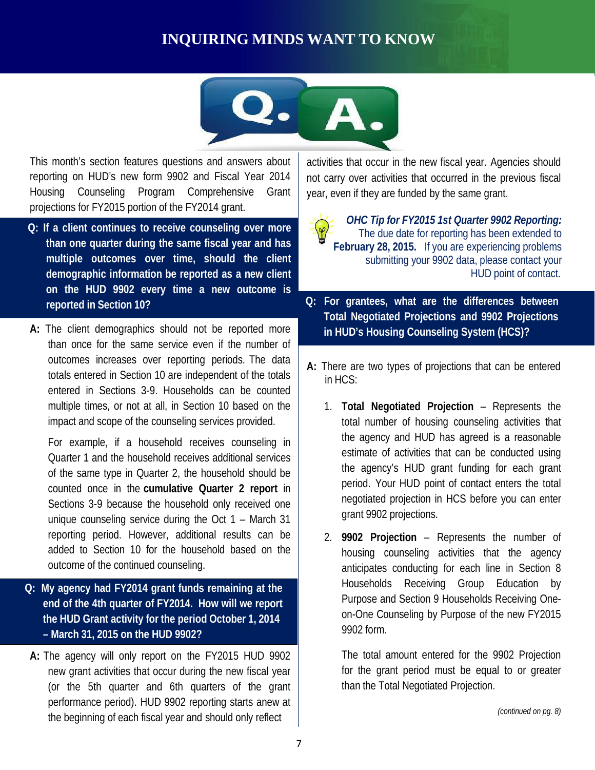# INQUIRING MINDS WANT TO KNOW

This month's section features questions and answers about reporting on HUD's new form 9902 and Fiscal Year 2014 Housing Counseling Program Comprehensive Grant projections for FY2015 portion of the FY2014 grant.

**Q: If a client continues to receive counseling over more than one quarter during the same fiscal year and has multiple outcomes over time, should the client demographic information be reported as a new client on the HUD 9902 every time a new outcome is reported in Section 10?**

**A:** The client demographics should not be reported more than once for the same service even if the number of outcomes increases over reporting periods. The data totals entered in Section 10 are independent of the totals entered in Sections 3-9. Households can be counted multiple times, or not at all, in Section 10 based on the impact and scope of the counseling services provided.

For example, if a household receives counseling in Quarter 1 and the household receives additional services of the same type in Quarter 2, the household should be counted once in the **cumulative Quarter 2 report** in Sections 3-9 because the household only received one unique counseling service during the Oct 1 – March 31 reporting period. However, additional results can be added to Section 10 for the household based on the outcome of the continued counseling.

**Q: My agency had FY2014 grant funds remaining at the end of the 4th quarter of FY2014. How will we report the HUD Grant activity for the period October 1, 2014 – March 31, 2015 on the HUD 9902?**

**A:** The agency will only report on the FY2015 HUD 9902 new grant activities that occur during the new fiscal year (or the 5th quarter and 6th quarters of the grant performance period). HUD 9902 reporting starts anew at the beginning of each fiscal year and should only reflect activities that occur in the new fiscal year. Agencies should not carry over activities that occurred in the previous fiscal year, even if they are funded by the same grant.

***OHC Tip for FY2015 1st Quarter 9902 Reporting:*** The due date for reporting has been extended to **February 28, 2015.** If you are experiencing problems submitting your 9902 data, please contact your HUD point of contact.

**Q: For grantees, what are the differences between Total Negotiated Projections and 9902 Projections in HUD's Housing Counseling System (HCS)?**

**A:** There are two types of projections that can be entered in HCS:

1. **Total Negotiated Projection** – Represents the total number of housing counseling activities that the agency and HUD has agreed is a reasonable estimate of activities that can be conducted using the agency's HUD grant funding for each grant period. Your HUD point of contact enters the total negotiated projection in HCS before you can enter grant 9902 projections.
2. **9902 Projection** – Represents the number of housing counseling activities that the agency anticipates conducting for each line in Section 8 Households Receiving Group Education by Purpose and Section 9 Households Receiving One-on-One Counseling by Purpose of the new FY2015 9902 form.

   The total amount entered for the 9902 Projection for the grant period must be equal to or greater than the Total Negotiated Projection.

*(continued on pg. 8)*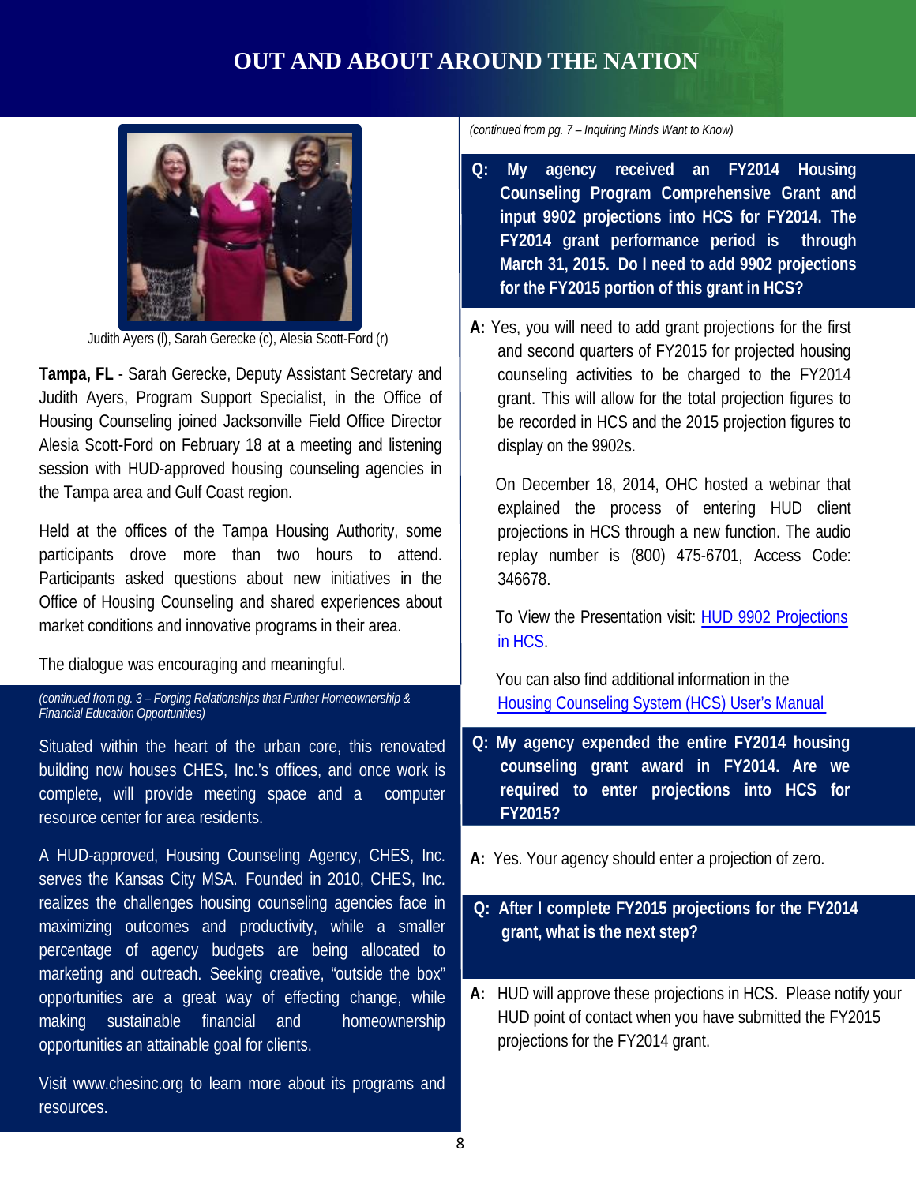# OUT AND ABOUT AROUND THE NATION

Judith Ayers (l), Sarah Gerecke (c), Alesia Scott-Ford (r)

**Tampa, FL** - Sarah Gerecke, Deputy Assistant Secretary and Judith Ayers, Program Support Specialist, in the Office of Housing Counseling joined Jacksonville Field Office Director Alesia Scott-Ford on February 18 at a meeting and listening session with HUD-approved housing counseling agencies in the Tampa area and Gulf Coast region.

Held at the offices of the Tampa Housing Authority, some participants drove more than two hours to attend. Participants asked questions about new initiatives in the Office of Housing Counseling and shared experiences about market conditions and innovative programs in their area.

The dialogue was encouraging and meaningful.

*(continued from pg. 3 – Forging Relationships that Further Homeownership & Financial Education Opportunities)*

Situated within the heart of the urban core, this renovated building now houses CHES, Inc.'s offices, and once work is complete, will provide meeting space and a computer resource center for area residents.

A HUD-approved, Housing Counseling Agency, CHES, Inc. serves the Kansas City MSA. Founded in 2010, CHES, Inc. realizes the challenges housing counseling agencies face in maximizing outcomes and productivity, while a smaller percentage of agency budgets are being allocated to marketing and outreach. Seeking creative, "outside the box" opportunities are a great way of effecting change, while making sustainable financial and homeownership opportunities an attainable goal for clients.

Visit www.chesinc.org to learn more about its programs and resources.

*(continued from pg. 7 – Inquiring Minds Want to Know)*

**Q: My agency received an FY2014 Housing Counseling Program Comprehensive Grant and input 9902 projections into HCS for FY2014. The FY2014 grant performance period is through March 31, 2015. Do I need to add 9902 projections for the FY2015 portion of this grant in HCS?**

**A:** Yes, you will need to add grant projections for the first and second quarters of FY2015 for projected housing counseling activities to be charged to the FY2014 grant. This will allow for the total projection figures to be recorded in HCS and the 2015 projection figures to display on the 9902s.

On December 18, 2014, OHC hosted a webinar that explained the process of entering HUD client projections in HCS through a new function. The audio replay number is (800) 475-6701, Access Code: 346678.

To View the Presentation visit: HUD 9902 Projections in HCS.

You can also find additional information in the Housing Counseling System (HCS) User's Manual

**Q: My agency expended the entire FY2014 housing counseling grant award in FY2014. Are we required to enter projections into HCS for FY2015?**

**A:** Yes. Your agency should enter a projection of zero.

**Q: After I complete FY2015 projections for the FY2014 grant, what is the next step?**

**A:** HUD will approve these projections in HCS. Please notify your HUD point of contact when you have submitted the FY2015 projections for the FY2014 grant.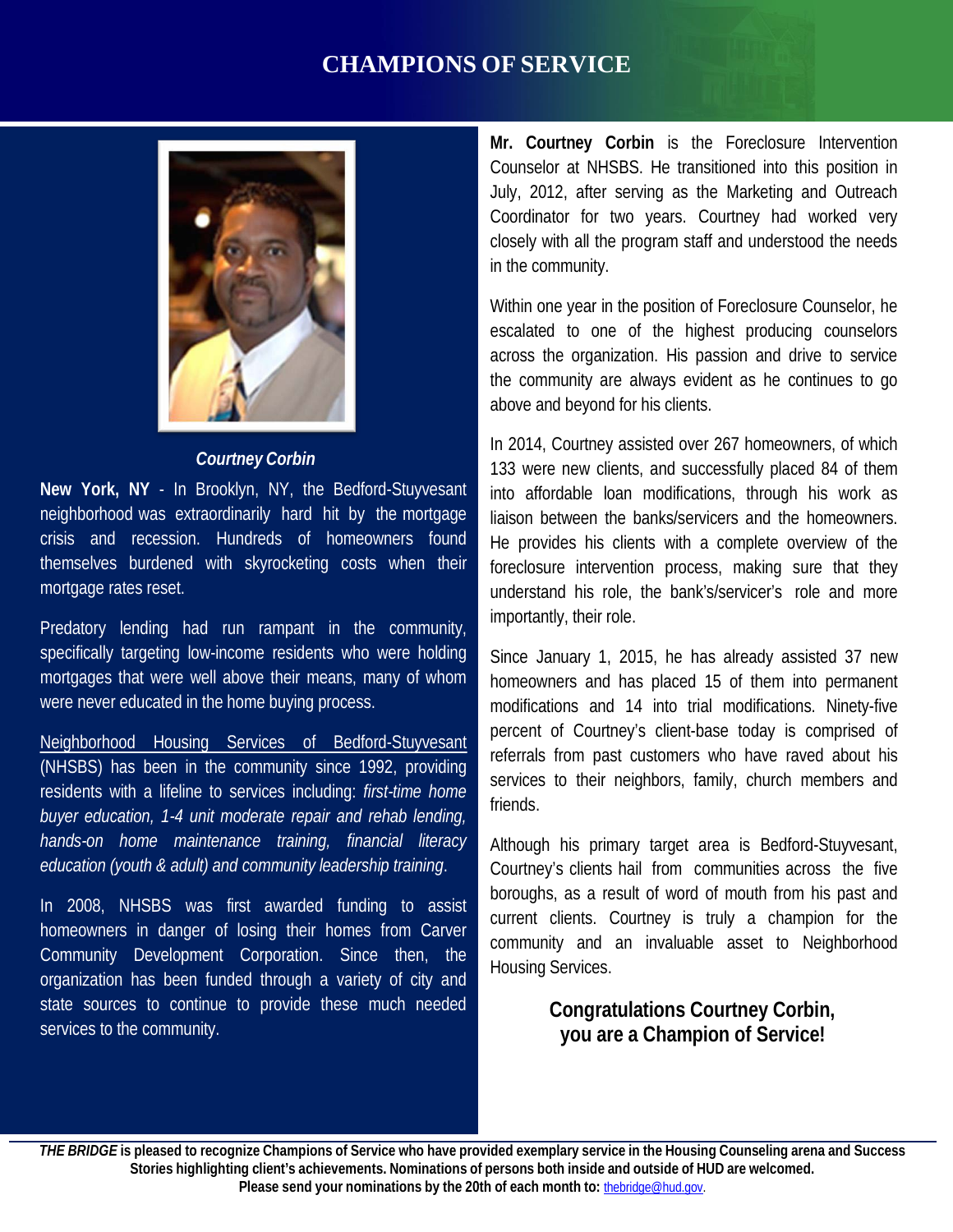# CHAMPIONS OF SERVICE

*Courtney Corbin*

**New York, NY** - In Brooklyn, NY, the Bedford-Stuyvesant neighborhood was extraordinarily hard hit by the mortgage crisis and recession. Hundreds of homeowners found themselves burdened with skyrocketing costs when their mortgage rates reset.

Predatory lending had run rampant in the community, specifically targeting low-income residents who were holding mortgages that were well above their means, many of whom were never educated in the home buying process.

Neighborhood Housing Services of Bedford-Stuyvesant (NHSBS) has been in the community since 1992, providing residents with a lifeline to services including: *first-time home buyer education, 1-4 unit moderate repair and rehab lending, hands-on home maintenance training, financial literacy education (youth & adult) and community leadership training*.

In 2008, NHSBS was first awarded funding to assist homeowners in danger of losing their homes from Carver Community Development Corporation. Since then, the organization has been funded through a variety of city and state sources to continue to provide these much needed services to the community.

**Mr. Courtney Corbin** is the Foreclosure Intervention Counselor at NHSBS. He transitioned into this position in July, 2012, after serving as the Marketing and Outreach Coordinator for two years. Courtney had worked very closely with all the program staff and understood the needs in the community.

Within one year in the position of Foreclosure Counselor, he escalated to one of the highest producing counselors across the organization. His passion and drive to service the community are always evident as he continues to go above and beyond for his clients.

In 2014, Courtney assisted over 267 homeowners, of which 133 were new clients, and successfully placed 84 of them into affordable loan modifications, through his work as liaison between the banks/servicers and the homeowners. He provides his clients with a complete overview of the foreclosure intervention process, making sure that they understand his role, the bank's/servicer's role and more importantly, their role.

Since January 1, 2015, he has already assisted 37 new homeowners and has placed 15 of them into permanent modifications and 14 into trial modifications. Ninety-five percent of Courtney's client-base today is comprised of referrals from past customers who have raved about his services to their neighbors, family, church members and friends.

Although his primary target area is Bedford-Stuyvesant, Courtney's clients hail from communities across the five boroughs, as a result of word of mouth from his past and current clients. Courtney is truly a champion for the community and an invaluable asset to Neighborhood Housing Services.

**Congratulations Courtney Corbin, you are a Champion of Service!**

***THE BRIDGE* is pleased to recognize Champions of Service who have provided exemplary service in the Housing Counseling arena and Success Stories highlighting client's achievements. Nominations of persons both inside and outside of HUD are welcomed.**
**Please send your nominations by the 20th of each month to:** thebridge@hud.gov.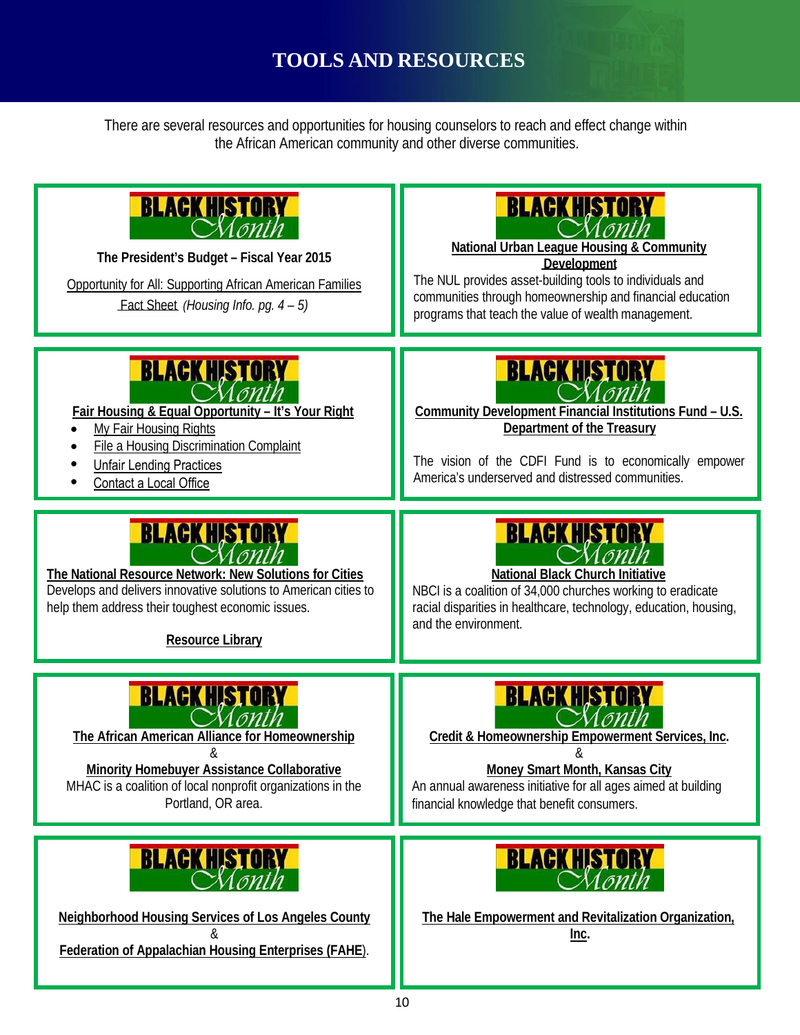# TOOLS AND RESOURCES

There are several resources and opportunities for housing counselors to reach and effect change within the African American community and other diverse communities.

BLACK HISTORY Month

**The President's Budget – Fiscal Year 2015**

Opportunity for All: Supporting African American Families Fact Sheet *(Housing Info. pg. 4 – 5)*

BLACK HISTORY Month

**National Urban League Housing & Community Development**

The NUL provides asset-building tools to individuals and communities through homeownership and financial education programs that teach the value of wealth management.

BLACK HISTORY Month

**Fair Housing & Equal Opportunity – It's Your Right**

- My Fair Housing Rights
- File a Housing Discrimination Complaint
- Unfair Lending Practices
- Contact a Local Office

BLACK HISTORY Month

**Community Development Financial Institutions Fund – U.S. Department of the Treasury**

The vision of the CDFI Fund is to economically empower America's underserved and distressed communities.

BLACK HISTORY Month

**The National Resource Network: New Solutions for Cities**

Develops and delivers innovative solutions to American cities to help them address their toughest economic issues.

**Resource Library**

BLACK HISTORY Month

**National Black Church Initiative**

NBCI is a coalition of 34,000 churches working to eradicate racial disparities in healthcare, technology, education, housing, and the environment.

BLACK HISTORY Month

**The African American Alliance for Homeownership**

&

**Minority Homebuyer Assistance Collaborative**

MHAC is a coalition of local nonprofit organizations in the Portland, OR area.

BLACK HISTORY Month

**Credit & Homeownership Empowerment Services, Inc.**

&

**Money Smart Month, Kansas City**

An annual awareness initiative for all ages aimed at building financial knowledge that benefit consumers.

BLACK HISTORY Month

**Neighborhood Housing Services of Los Angeles County**

&

**Federation of Appalachian Housing Enterprises (FAHE)**.

BLACK HISTORY Month

**The Hale Empowerment and Revitalization Organization, Inc.**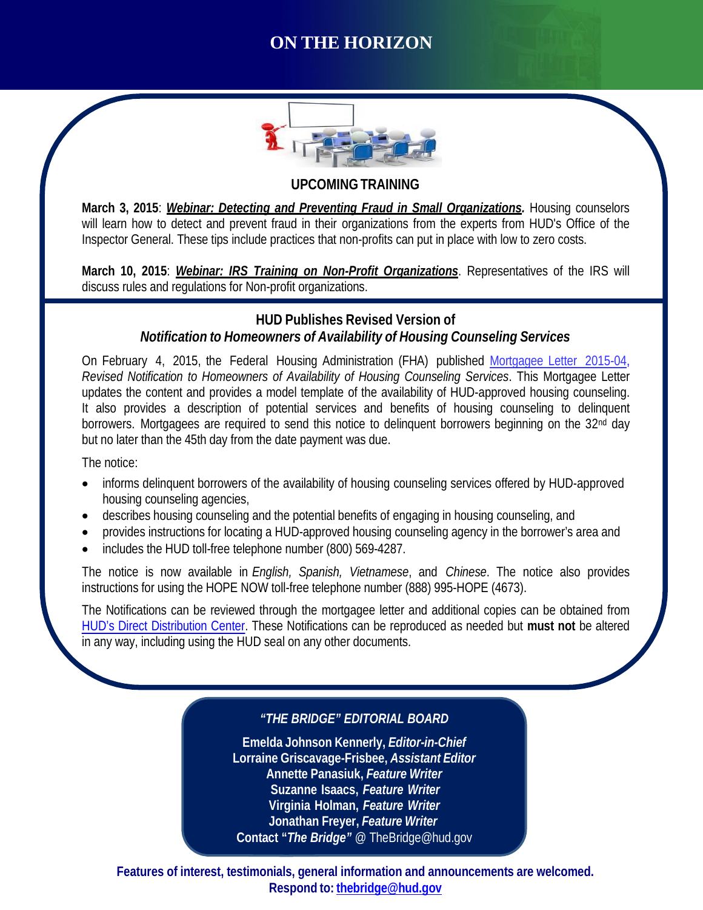# ON THE HORIZON

## UPCOMING TRAINING

**March 3, 2015**: ***Webinar: Detecting and Preventing Fraud in Small Organizations.*** Housing counselors will learn how to detect and prevent fraud in their organizations from the experts from HUD's Office of the Inspector General. These tips include practices that non-profits can put in place with low to zero costs.

**March 10, 2015**: ***Webinar: IRS Training on Non-Profit Organizations***. Representatives of the IRS will discuss rules and regulations for Non-profit organizations.

## HUD Publishes Revised Version of *Notification to Homeowners of Availability of Housing Counseling Services*

On February 4, 2015, the Federal Housing Administration (FHA) published Mortgagee Letter 2015-04, *Revised Notification to Homeowners of Availability of Housing Counseling Services*. This Mortgagee Letter updates the content and provides a model template of the availability of HUD-approved housing counseling. It also provides a description of potential services and benefits of housing counseling to delinquent borrowers. Mortgagees are required to send this notice to delinquent borrowers beginning on the 32nd day but no later than the 45th day from the date payment was due.

The notice:

- informs delinquent borrowers of the availability of housing counseling services offered by HUD-approved housing counseling agencies,
- describes housing counseling and the potential benefits of engaging in housing counseling, and
- provides instructions for locating a HUD-approved housing counseling agency in the borrower's area and
- includes the HUD toll-free telephone number (800) 569-4287.

The notice is now available in *English, Spanish, Vietnamese*, and *Chinese*. The notice also provides instructions for using the HOPE NOW toll-free telephone number (888) 995-HOPE (4673).

The Notifications can be reviewed through the mortgagee letter and additional copies can be obtained from HUD's Direct Distribution Center. These Notifications can be reproduced as needed but **must not** be altered in any way, including using the HUD seal on any other documents.

***"THE BRIDGE" EDITORIAL BOARD***

**Emelda Johnson Kennerly, *Editor-in-Chief***
**Lorraine Griscavage-Frisbee, *Assistant Editor***
**Annette Panasiuk, *Feature Writer***
**Suzanne Isaacs, *Feature Writer***
**Virginia Holman, *Feature Writer***
**Jonathan Freyer, *Feature Writer***
**Contact "*The Bridge*"** @ TheBridge@hud.gov

**Features of interest, testimonials, general information and announcements are welcomed.**
**Respond to: thebridge@hud.gov**